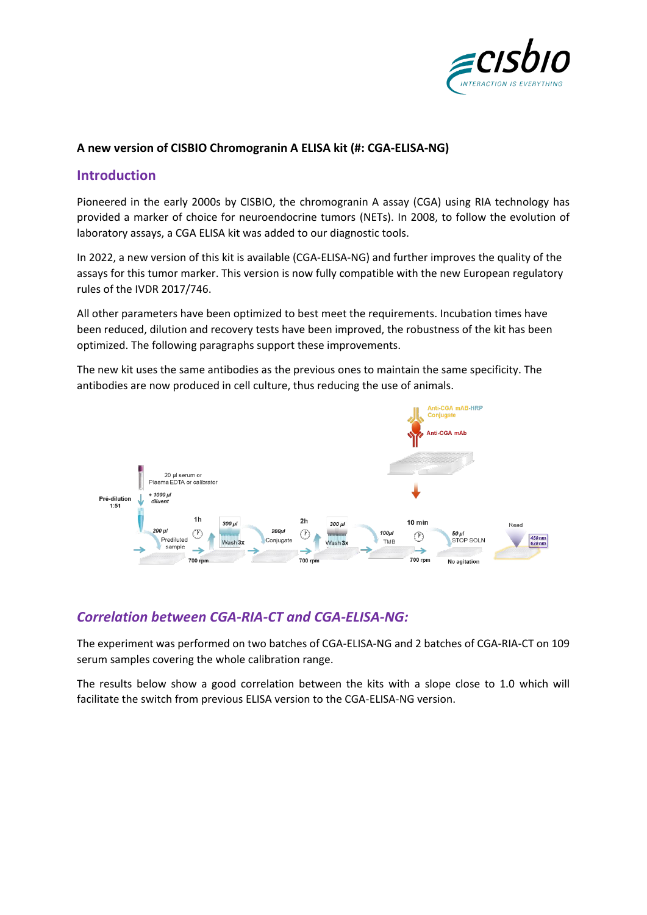**A new version of CISBIO Chromogranin A ELISA kit (#: CGA-ELISA-NG)**

## Introduction

Pioneered in the early 2000s by CISBIO, the chromogranin A assay (CGA) using RIA technology has provided a marker of choice for neuroendocrine tumors (NETs). In 2008, to follow the evolution of laboratory assays, a CGA ELISA kit was added to our diagnostic tools.

In 2022, a new version of this kit is available (CGA-ELISA-NG) and further improves the quality of the assays for this tumor marker. This version is now fully compatible with the new European regulatory rules of the IVDR 2017/746.

All other parameters have been optimized to best meet the requirements. Incubation times have been reduced, dilution and recovery tests have been improved, the robustness of the kit has been optimized. The following paragraphs support these improvements.

The new kit uses the same antibodies as the previous ones to maintain the same specificity. The antibodies are now produced in cell culture, thus reducing the use of animals.

## *Correlation between CGA-RIA-CT and CGA-ELISA-NG:*

The experiment was performed on two batches of CGA-ELISA-NG and 2 batches of CGA-RIA-CT on 109 serum samples covering the whole calibration range.

The results below show a good correlation between the kits with a slope close to 1.0 which will facilitate the switch from previous ELISA version to the CGA-ELISA-NG version.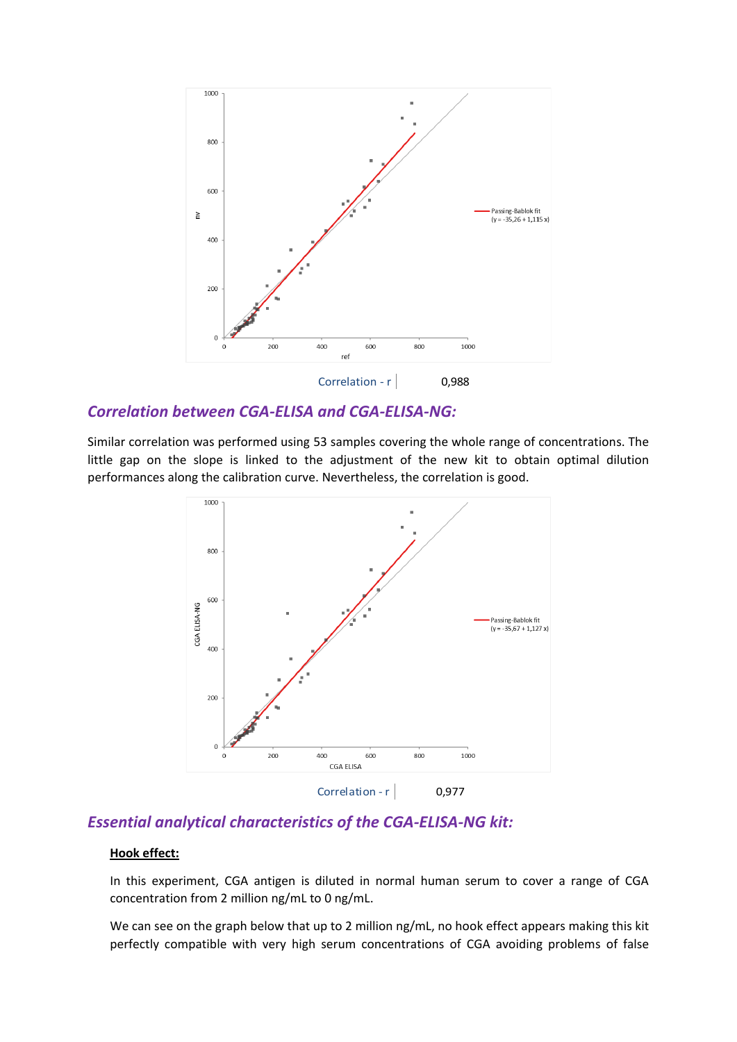Correlation - r | 0,988

## *Correlation between CGA-ELISA and CGA-ELISA-NG:*

Similar correlation was performed using 53 samples covering the whole range of concentrations. The little gap on the slope is linked to the adjustment of the new kit to obtain optimal dilution performances along the calibration curve. Nevertheless, the correlation is good.

Correlation - r | 0,977

## *Essential analytical characteristics of the CGA-ELISA-NG kit:*

**Hook effect:**

In this experiment, CGA antigen is diluted in normal human serum to cover a range of CGA concentration from 2 million ng/mL to 0 ng/mL.

We can see on the graph below that up to 2 million ng/mL, no hook effect appears making this kit perfectly compatible with very high serum concentrations of CGA avoiding problems of false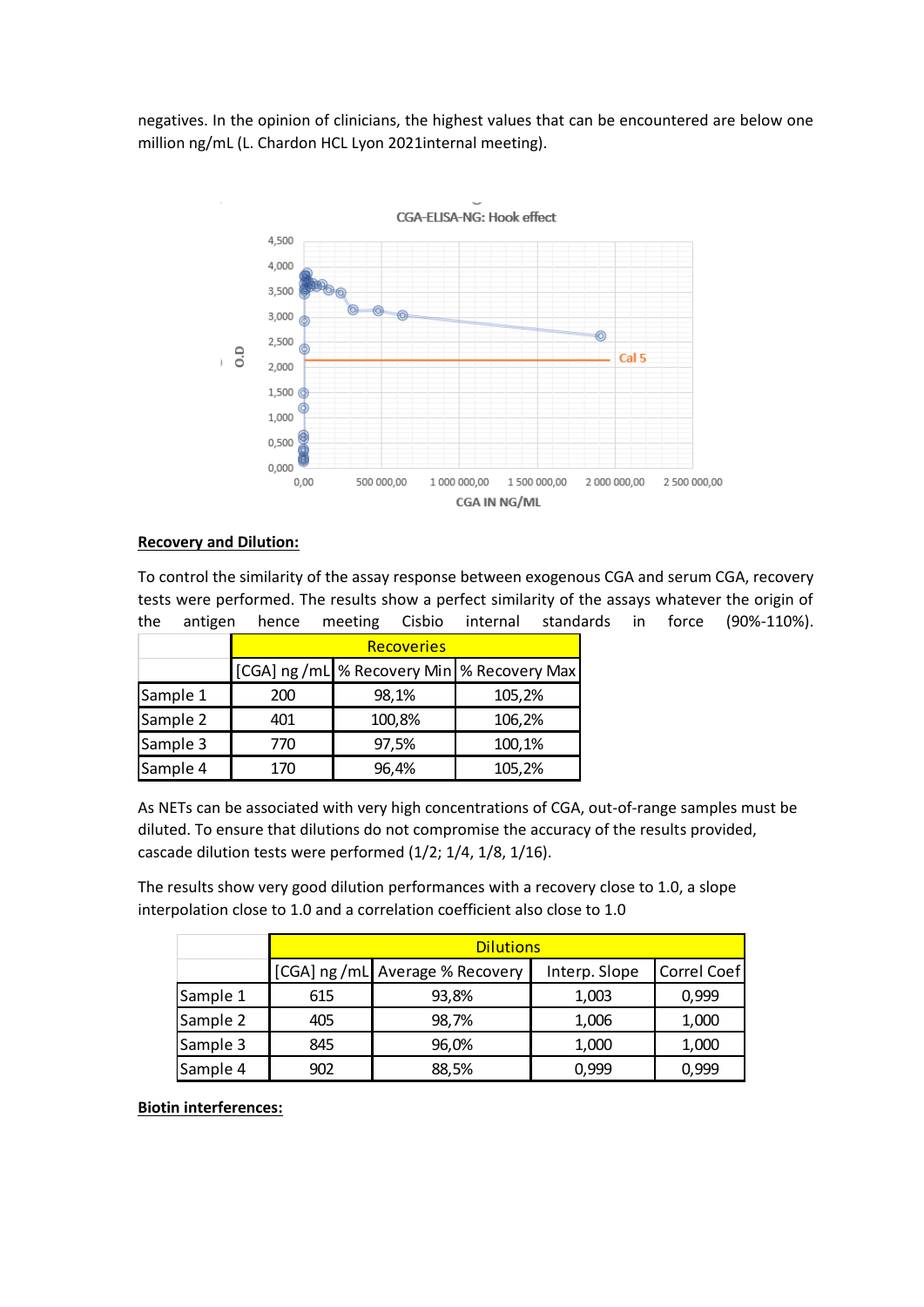negatives. In the opinion of clinicians, the highest values that can be encountered are below one million ng/mL (L. Chardon HCL Lyon 2021internal meeting).

**Recovery and Dilution:**

To control the similarity of the assay response between exogenous CGA and serum CGA, recovery tests were performed. The results show a perfect similarity of the assays whatever the origin of the antigen hence meeting Cisbio internal standards in force (90%-110%).

| | Recoveries | | |
|---|---|---|---|
| | [CGA] ng /mL | % Recovery Min | % Recovery Max |
| Sample 1 | 200 | 98,1% | 105,2% |
| Sample 2 | 401 | 100,8% | 106,2% |
| Sample 3 | 770 | 97,5% | 100,1% |
| Sample 4 | 170 | 96,4% | 105,2% |

As NETs can be associated with very high concentrations of CGA, out-of-range samples must be diluted. To ensure that dilutions do not compromise the accuracy of the results provided, cascade dilution tests were performed (1/2; 1/4, 1/8, 1/16).

The results show very good dilution performances with a recovery close to 1.0, a slope interpolation close to 1.0 and a correlation coefficient also close to 1.0

| | Dilutions | | | |
|---|---|---|---|---|
| | [CGA] ng /mL | Average % Recovery | Interp. Slope | Correl Coef |
| Sample 1 | 615 | 93,8% | 1,003 | 0,999 |
| Sample 2 | 405 | 98,7% | 1,006 | 1,000 |
| Sample 3 | 845 | 96,0% | 1,000 | 1,000 |
| Sample 4 | 902 | 88,5% | 0,999 | 0,999 |

**Biotin interferences:**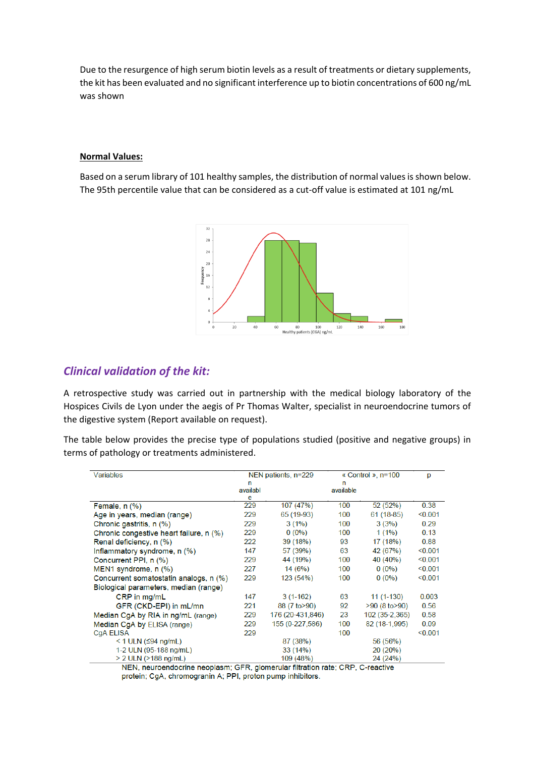Due to the resurgence of high serum biotin levels as a result of treatments or dietary supplements, the kit has been evaluated and no significant interference up to biotin concentrations of 600 ng/mL was shown

**Normal Values:**

Based on a serum library of 101 healthy samples, the distribution of normal values is shown below. The 95th percentile value that can be considered as a cut-off value is estimated at 101 ng/mL

## *Clinical validation of the kit:*

A retrospective study was carried out in partnership with the medical biology laboratory of the Hospices Civils de Lyon under the aegis of Pr Thomas Walter, specialist in neuroendocrine tumors of the digestive system (Report available on request).

The table below provides the precise type of populations studied (positive and negative groups) in terms of pathology or treatments administered.

| Variables | NEN patients, n=229 n available | | « Control », n=100 n available | | p |
|---|---|---|---|---|---|
| Female, n (%) | 229 | 107 (47%) | 100 | 52 (52%) | 0.38 |
| Age in years, median (range) | 229 | 65 (19-93) | 100 | 61 (18-85) | <0.001 |
| Chronic gastritis, n (%) | 229 | 3 (1%) | 100 | 3 (3%) | 0.29 |
| Chronic congestive heart failure, n (%) | 229 | 0 (0%) | 100 | 1 (1%) | 0.13 |
| Renal deficiency, n (%) | 222 | 39 (18%) | 93 | 17 (18%) | 0.88 |
| Inflammatory syndrome, n (%) | 147 | 57 (39%) | 63 | 42 (67%) | <0.001 |
| Concurrent PPI, n (%) | 229 | 44 (19%) | 100 | 40 (40%) | <0.001 |
| MEN1 syndrome, n (%) | 227 | 14 (6%) | 100 | 0 (0%) | <0.001 |
| Concurrent somatostatin analogs, n (%) | 229 | 123 (54%) | 100 | 0 (0%) | <0.001 |
| Biological parameters, median (range) | | | | | |
| CRP in mg/mL | 147 | 3 (1-162) | 63 | 11 (1-130) | 0.003 |
| GFR (CKD-EPI) in mL/mn | 221 | 88 (7 to>90) | 92 | >90 (8 to>90) | 0.56 |
| Median CgA by RIA in ng/mL (range) | 229 | 176 (20-431,846) | 23 | 102 (35-2,365) | 0.58 |
| Median CgA by ELISA (range) | 229 | 155 (0-227,586) | 100 | 82 (18-1,995) | 0.09 |
| CgA ELISA | 229 | | 100 | | <0.001 |
| < 1 ULN (≤94 ng/mL) | | 87 (38%) | | 56 (56%) | |
| 1-2 ULN (95-188 ng/mL) | | 33 (14%) | | 20 (20%) | |
| > 2 ULN (>188 ng/mL) | | 109 (48%) | | 24 (24%) | |

NEN, neuroendocrine neoplasm; GFR, glomerular filtration rate; CRP, C-reactive protein; CgA, chromogranin A; PPI, proton pump inhibitors.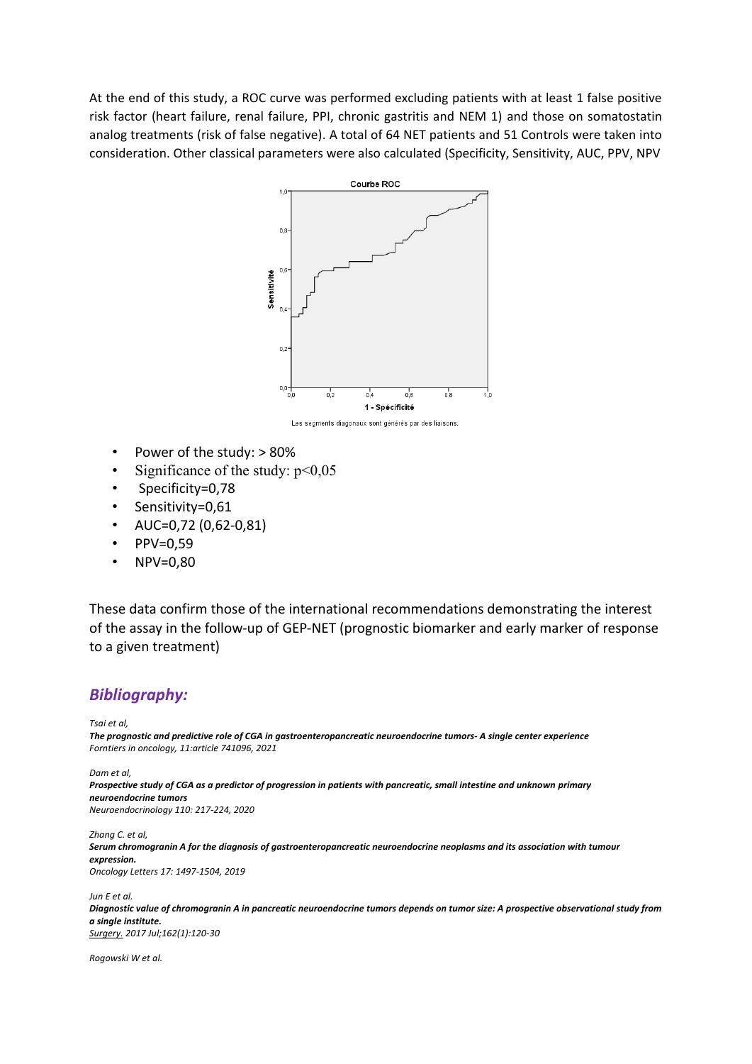At the end of this study, a ROC curve was performed excluding patients with at least 1 false positive risk factor (heart failure, renal failure, PPI, chronic gastritis and NEM 1) and those on somatostatin analog treatments (risk of false negative). A total of 64 NET patients and 51 Controls were taken into consideration. Other classical parameters were also calculated (Specificity, Sensitivity, AUC, PPV, NPV

Courbe ROC

Les segments diagonaux sont générés par des liaisons.

- Power of the study: > 80%
- Significance of the study: $p<0{,}05$
- Specificity=0,78
- Sensitivity=0,61
- AUC=0,72 (0,62-0,81)
- PPV=0,59
- NPV=0,80

These data confirm those of the international recommendations demonstrating the interest of the assay in the follow-up of GEP-NET (prognostic biomarker and early marker of response to a given treatment)

## *Bibliography:*

*Tsai et al,*
***The prognostic and predictive role of CGA in gastroenteropancreatic neuroendocrine tumors- A single center experience***
*Forntiers in oncology, 11:article 741096, 2021*

*Dam et al,*
***Prospective study of CGA as a predictor of progression in patients with pancreatic, small intestine and unknown primary neuroendocrine tumors***
*Neuroendocrinology 110: 217-224, 2020*

*Zhang C. et al,*
***Serum chromogranin A for the diagnosis of gastroenteropancreatic neuroendocrine neoplasms and its association with tumour expression.***
*Oncology Letters 17: 1497-1504, 2019*

*Jun E et al.*
***Diagnostic value of chromogranin A in pancreatic neuroendocrine tumors depends on tumor size: A prospective observational study from a single institute.***
*Surgery. 2017 Jul;162(1):120-30*

*Rogowski W et al.*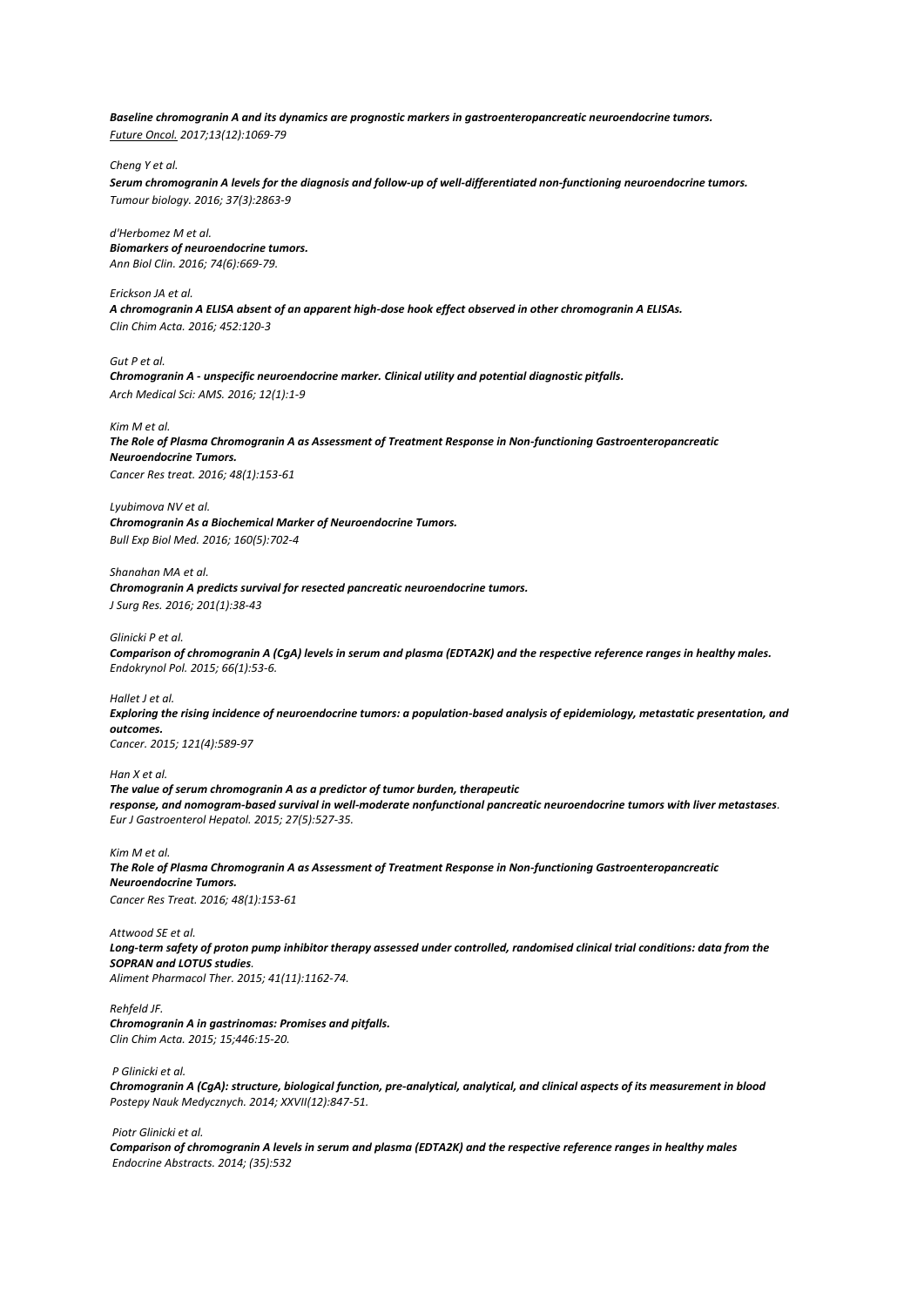***Baseline chromogranin A and its dynamics are prognostic markers in gastroenteropancreatic neuroendocrine tumors.***
*Future Oncol. 2017;13(12):1069-79*

*Cheng Y et al.*
***Serum chromogranin A levels for the diagnosis and follow-up of well-differentiated non-functioning neuroendocrine tumors.***
*Tumour biology. 2016; 37(3):2863-9*

*d'Herbomez M et al.*
***Biomarkers of neuroendocrine tumors.***
*Ann Biol Clin. 2016; 74(6):669-79.*

*Erickson JA et al.*
***A chromogranin A ELISA absent of an apparent high-dose hook effect observed in other chromogranin A ELISAs.***
*Clin Chim Acta. 2016; 452:120-3*

*Gut P et al.*
***Chromogranin A - unspecific neuroendocrine marker. Clinical utility and potential diagnostic pitfalls.***
*Arch Medical Sci: AMS. 2016; 12(1):1-9*

*Kim M et al.*
***The Role of Plasma Chromogranin A as Assessment of Treatment Response in Non-functioning Gastroenteropancreatic Neuroendocrine Tumors.***
*Cancer Res treat. 2016; 48(1):153-61*

*Lyubimova NV et al.*
***Chromogranin As a Biochemical Marker of Neuroendocrine Tumors.***
*Bull Exp Biol Med. 2016; 160(5):702-4*

*Shanahan MA et al.*
***Chromogranin A predicts survival for resected pancreatic neuroendocrine tumors.***
*J Surg Res. 2016; 201(1):38-43*

*Glinicki P et al.*
***Comparison of chromogranin A (CgA) levels in serum and plasma (EDTA2K) and the respective reference ranges in healthy males.***
*Endokrynol Pol. 2015; 66(1):53-6.*

*Hallet J et al.*
***Exploring the rising incidence of neuroendocrine tumors: a population-based analysis of epidemiology, metastatic presentation, and outcomes.***
*Cancer. 2015; 121(4):589-97*

*Han X et al.*
***The value of serum chromogranin A as a predictor of tumor burden, therapeutic response, and nomogram-based survival in well-moderate nonfunctional pancreatic neuroendocrine tumors with liver metastases.***
*Eur J Gastroenterol Hepatol. 2015; 27(5):527-35.*

*Kim M et al.*
***The Role of Plasma Chromogranin A as Assessment of Treatment Response in Non-functioning Gastroenteropancreatic Neuroendocrine Tumors.***
*Cancer Res Treat. 2016; 48(1):153-61*

*Attwood SE et al.*
***Long-term safety of proton pump inhibitor therapy assessed under controlled, randomised clinical trial conditions: data from the SOPRAN and LOTUS studies.***
*Aliment Pharmacol Ther. 2015; 41(11):1162-74.*

*Rehfeld JF.*
***Chromogranin A in gastrinomas: Promises and pitfalls.***
*Clin Chim Acta. 2015; 15;446:15-20.*

*P Glinicki et al.*
***Chromogranin A (CgA): structure, biological function, pre-analytical, analytical, and clinical aspects of its measurement in blood***
*Postepy Nauk Medycznych. 2014; XXVII(12):847-51.*

*Piotr Glinicki et al.*
***Comparison of chromogranin A levels in serum and plasma (EDTA2K) and the respective reference ranges in healthy males***
*Endocrine Abstracts. 2014; (35):532*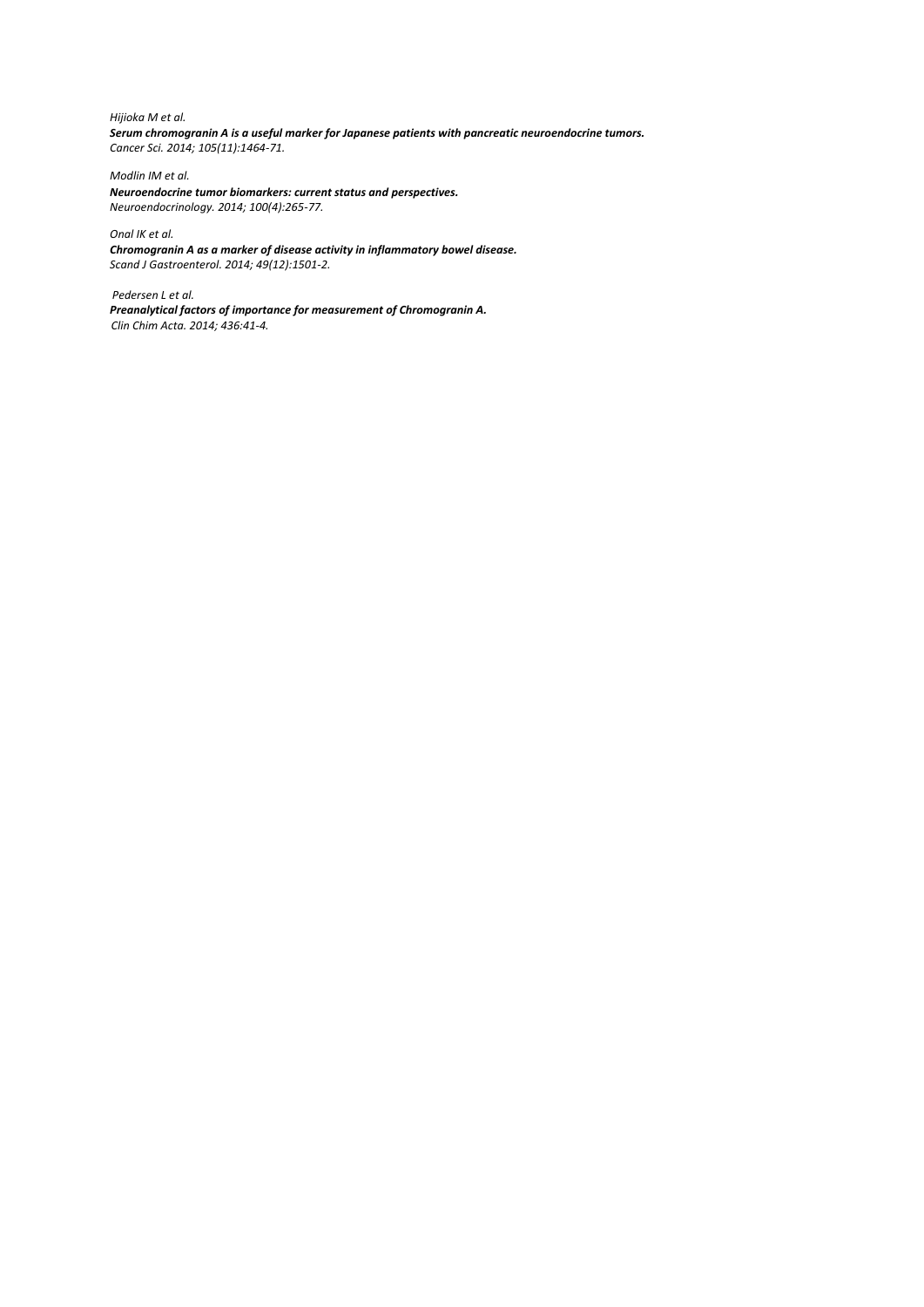*Hijioka M et al.*
***Serum chromogranin A is a useful marker for Japanese patients with pancreatic neuroendocrine tumors.***
*Cancer Sci. 2014; 105(11):1464-71.*

*Modlin IM et al.*
***Neuroendocrine tumor biomarkers: current status and perspectives.***
*Neuroendocrinology. 2014; 100(4):265-77.*

*Onal IK et al.*
***Chromogranin A as a marker of disease activity in inflammatory bowel disease.***
*Scand J Gastroenterol. 2014; 49(12):1501-2.*

*Pedersen L et al.*
***Preanalytical factors of importance for measurement of Chromogranin A.***
*Clin Chim Acta. 2014; 436:41-4.*